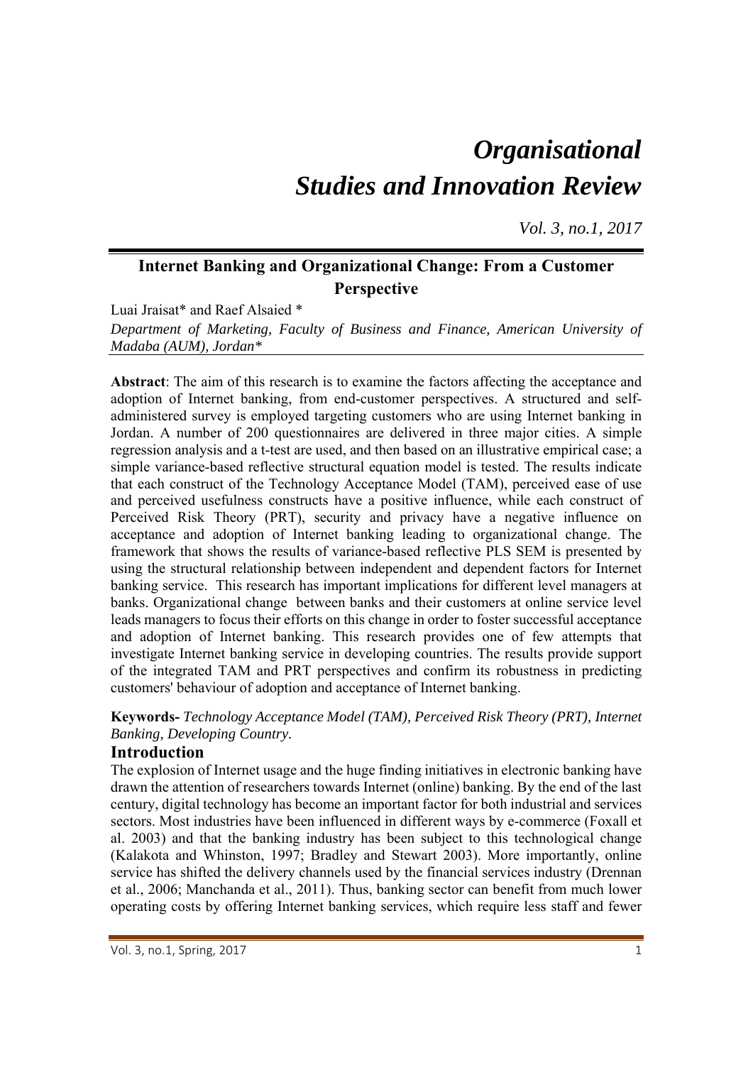# *Organisational Studies and Innovation Review*

*Vol. 3, no.1, 2017*

## Internet Banking and Organizational Change: From a Customer Perspective

Luai Jraisat* and Raef Alsaied *

*Department of Marketing, Faculty of Business and Finance, American University of Madaba (AUM), Jordan**

**Abstract**: The aim of this research is to examine the factors affecting the acceptance and adoption of Internet banking, from end-customer perspectives. A structured and self-administered survey is employed targeting customers who are using Internet banking in Jordan. A number of 200 questionnaires are delivered in three major cities. A simple regression analysis and a t-test are used, and then based on an illustrative empirical case; a simple variance-based reflective structural equation model is tested. The results indicate that each construct of the Technology Acceptance Model (TAM), perceived ease of use and perceived usefulness constructs have a positive influence, while each construct of Perceived Risk Theory (PRT), security and privacy have a negative influence on acceptance and adoption of Internet banking leading to organizational change. The framework that shows the results of variance-based reflective PLS SEM is presented by using the structural relationship between independent and dependent factors for Internet banking service. This research has important implications for different level managers at banks. Organizational change between banks and their customers at online service level leads managers to focus their efforts on this change in order to foster successful acceptance and adoption of Internet banking. This research provides one of few attempts that investigate Internet banking service in developing countries. The results provide support of the integrated TAM and PRT perspectives and confirm its robustness in predicting customers' behaviour of adoption and acceptance of Internet banking.

**Keywords-** *Technology Acceptance Model (TAM), Perceived Risk Theory (PRT), Internet Banking, Developing Country.*

## Introduction

The explosion of Internet usage and the huge finding initiatives in electronic banking have drawn the attention of researchers towards Internet (online) banking. By the end of the last century, digital technology has become an important factor for both industrial and services sectors. Most industries have been influenced in different ways by e-commerce (Foxall et al. 2003) and that the banking industry has been subject to this technological change (Kalakota and Whinston, 1997; Bradley and Stewart 2003). More importantly, online service has shifted the delivery channels used by the financial services industry (Drennan et al., 2006; Manchanda et al., 2011). Thus, banking sector can benefit from much lower operating costs by offering Internet banking services, which require less staff and fewer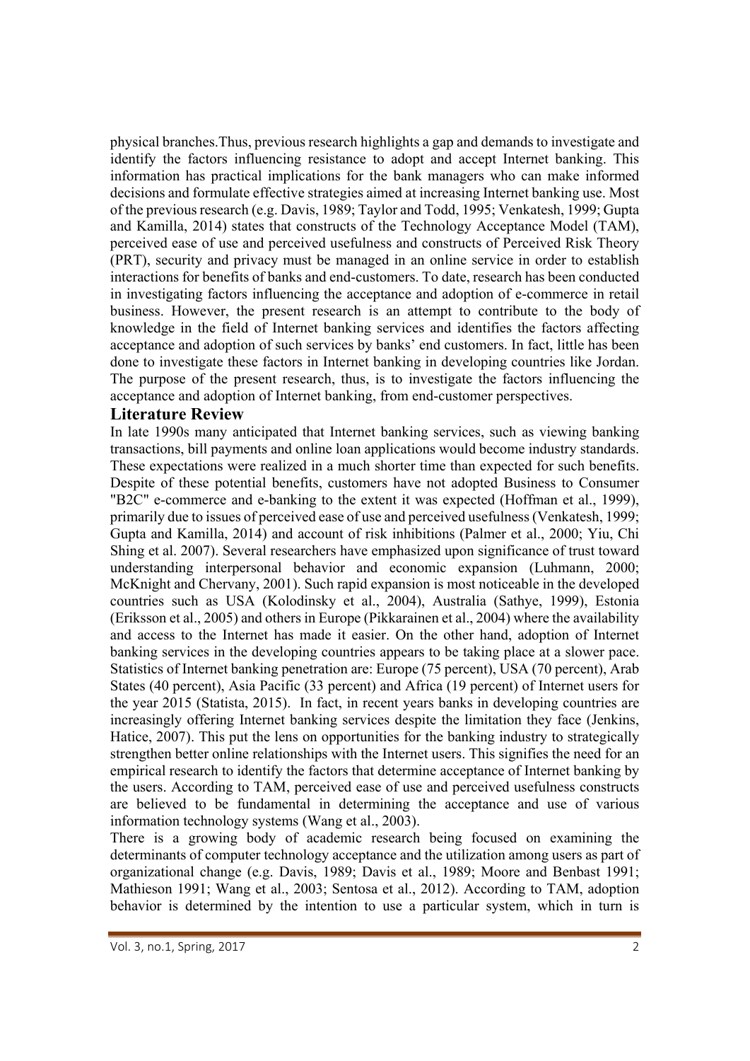physical branches.Thus, previous research highlights a gap and demands to investigate and identify the factors influencing resistance to adopt and accept Internet banking. This information has practical implications for the bank managers who can make informed decisions and formulate effective strategies aimed at increasing Internet banking use. Most of the previous research (e.g. Davis, 1989; Taylor and Todd, 1995; Venkatesh, 1999; Gupta and Kamilla, 2014) states that constructs of the Technology Acceptance Model (TAM), perceived ease of use and perceived usefulness and constructs of Perceived Risk Theory (PRT), security and privacy must be managed in an online service in order to establish interactions for benefits of banks and end-customers. To date, research has been conducted in investigating factors influencing the acceptance and adoption of e-commerce in retail business. However, the present research is an attempt to contribute to the body of knowledge in the field of Internet banking services and identifies the factors affecting acceptance and adoption of such services by banks' end customers. In fact, little has been done to investigate these factors in Internet banking in developing countries like Jordan. The purpose of the present research, thus, is to investigate the factors influencing the acceptance and adoption of Internet banking, from end-customer perspectives.

## Literature Review

In late 1990s many anticipated that Internet banking services, such as viewing banking transactions, bill payments and online loan applications would become industry standards. These expectations were realized in a much shorter time than expected for such benefits. Despite of these potential benefits, customers have not adopted Business to Consumer "B2C" e-commerce and e-banking to the extent it was expected (Hoffman et al., 1999), primarily due to issues of perceived ease of use and perceived usefulness (Venkatesh, 1999; Gupta and Kamilla, 2014) and account of risk inhibitions (Palmer et al., 2000; Yiu, Chi Shing et al. 2007). Several researchers have emphasized upon significance of trust toward understanding interpersonal behavior and economic expansion (Luhmann, 2000; McKnight and Chervany, 2001). Such rapid expansion is most noticeable in the developed countries such as USA (Kolodinsky et al., 2004), Australia (Sathye, 1999), Estonia (Eriksson et al., 2005) and others in Europe (Pikkarainen et al., 2004) where the availability and access to the Internet has made it easier. On the other hand, adoption of Internet banking services in the developing countries appears to be taking place at a slower pace. Statistics of Internet banking penetration are: Europe (75 percent), USA (70 percent), Arab States (40 percent), Asia Pacific (33 percent) and Africa (19 percent) of Internet users for the year 2015 (Statista, 2015). In fact, in recent years banks in developing countries are increasingly offering Internet banking services despite the limitation they face (Jenkins, Hatice, 2007). This put the lens on opportunities for the banking industry to strategically strengthen better online relationships with the Internet users. This signifies the need for an empirical research to identify the factors that determine acceptance of Internet banking by the users. According to TAM, perceived ease of use and perceived usefulness constructs are believed to be fundamental in determining the acceptance and use of various information technology systems (Wang et al., 2003).

There is a growing body of academic research being focused on examining the determinants of computer technology acceptance and the utilization among users as part of organizational change (e.g. Davis, 1989; Davis et al., 1989; Moore and Benbast 1991; Mathieson 1991; Wang et al., 2003; Sentosa et al., 2012). According to TAM, adoption behavior is determined by the intention to use a particular system, which in turn is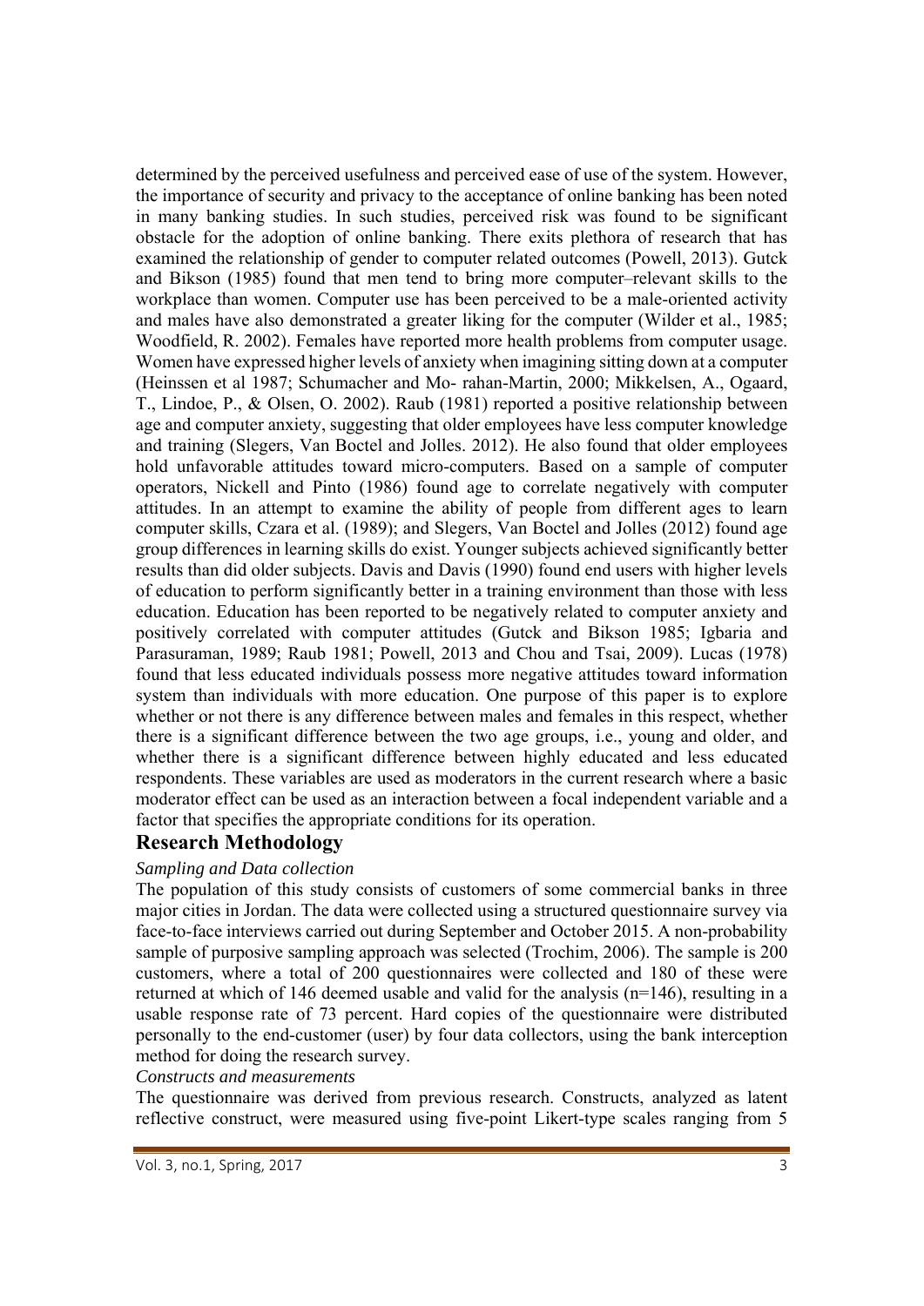determined by the perceived usefulness and perceived ease of use of the system. However, the importance of security and privacy to the acceptance of online banking has been noted in many banking studies. In such studies, perceived risk was found to be significant obstacle for the adoption of online banking. There exits plethora of research that has examined the relationship of gender to computer related outcomes (Powell, 2013). Gutck and Bikson (1985) found that men tend to bring more computer–relevant skills to the workplace than women. Computer use has been perceived to be a male-oriented activity and males have also demonstrated a greater liking for the computer (Wilder et al., 1985; Woodfield, R. 2002). Females have reported more health problems from computer usage. Women have expressed higher levels of anxiety when imagining sitting down at a computer (Heinssen et al 1987; Schumacher and Mo- rahan-Martin, 2000; Mikkelsen, A., Ogaard, T., Lindoe, P., & Olsen, O. 2002). Raub (1981) reported a positive relationship between age and computer anxiety, suggesting that older employees have less computer knowledge and training (Slegers, Van Boctel and Jolles. 2012). He also found that older employees hold unfavorable attitudes toward micro-computers. Based on a sample of computer operators, Nickell and Pinto (1986) found age to correlate negatively with computer attitudes. In an attempt to examine the ability of people from different ages to learn computer skills, Czara et al. (1989); and Slegers, Van Boctel and Jolles (2012) found age group differences in learning skills do exist. Younger subjects achieved significantly better results than did older subjects. Davis and Davis (1990) found end users with higher levels of education to perform significantly better in a training environment than those with less education. Education has been reported to be negatively related to computer anxiety and positively correlated with computer attitudes (Gutck and Bikson 1985; Igbaria and Parasuraman, 1989; Raub 1981; Powell, 2013 and Chou and Tsai, 2009). Lucas (1978) found that less educated individuals possess more negative attitudes toward information system than individuals with more education. One purpose of this paper is to explore whether or not there is any difference between males and females in this respect, whether there is a significant difference between the two age groups, i.e., young and older, and whether there is a significant difference between highly educated and less educated respondents. These variables are used as moderators in the current research where a basic moderator effect can be used as an interaction between a focal independent variable and a factor that specifies the appropriate conditions for its operation.

## Research Methodology

*Sampling and Data collection*

The population of this study consists of customers of some commercial banks in three major cities in Jordan. The data were collected using a structured questionnaire survey via face-to-face interviews carried out during September and October 2015. A non-probability sample of purposive sampling approach was selected (Trochim, 2006). The sample is 200 customers, where a total of 200 questionnaires were collected and 180 of these were returned at which of 146 deemed usable and valid for the analysis (n=146), resulting in a usable response rate of 73 percent. Hard copies of the questionnaire were distributed personally to the end-customer (user) by four data collectors, using the bank interception method for doing the research survey.

*Constructs and measurements*

The questionnaire was derived from previous research. Constructs, analyzed as latent reflective construct, were measured using five-point Likert-type scales ranging from 5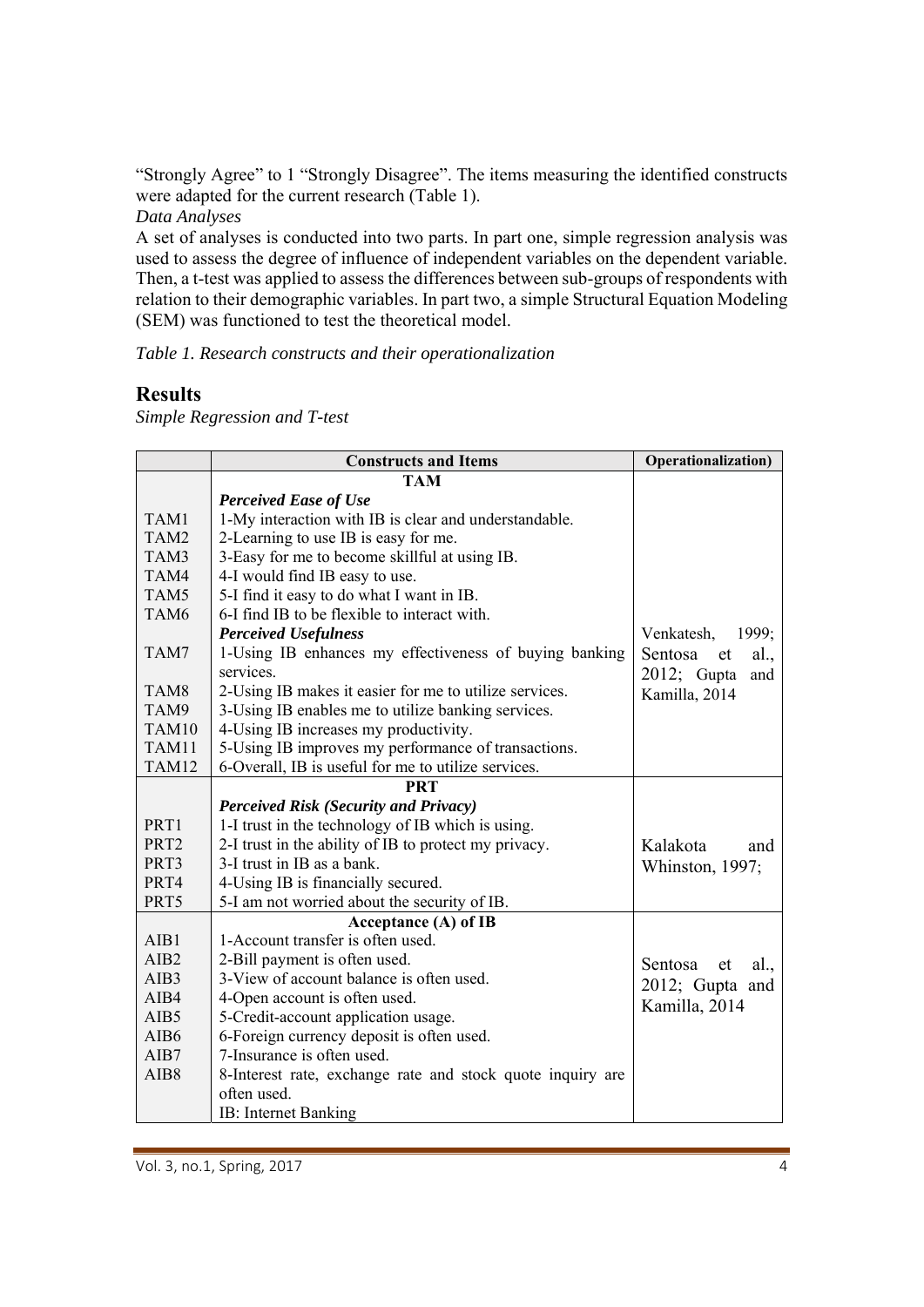"Strongly Agree" to 1 "Strongly Disagree". The items measuring the identified constructs were adapted for the current research (Table 1).

*Data Analyses*

A set of analyses is conducted into two parts. In part one, simple regression analysis was used to assess the degree of influence of independent variables on the dependent variable. Then, a t-test was applied to assess the differences between sub-groups of respondents with relation to their demographic variables. In part two, a simple Structural Equation Modeling (SEM) was functioned to test the theoretical model.

*Table 1. Research constructs and their operationalization*

## Results

*Simple Regression and T-test*

| | Constructs and Items | Operationalization) |
|---|---|---|
| | **TAM** | |
| | ***Perceived Ease of Use*** | |
| TAM1 | 1-My interaction with IB is clear and understandable. | |
| TAM2 | 2-Learning to use IB is easy for me. | |
| TAM3 | 3-Easy for me to become skillful at using IB. | |
| TAM4 | 4-I would find IB easy to use. | |
| TAM5 | 5-I find it easy to do what I want in IB. | |
| TAM6 | 6-I find IB to be flexible to interact with. | |
| | ***Perceived Usefulness*** | Venkatesh, 1999; Sentosa et al., 2012; Gupta and Kamilla, 2014 |
| TAM7 | 1-Using IB enhances my effectiveness of buying banking services. | |
| TAM8 | 2-Using IB makes it easier for me to utilize services. | |
| TAM9 | 3-Using IB enables me to utilize banking services. | |
| TAM10 | 4-Using IB increases my productivity. | |
| TAM11 | 5-Using IB improves my performance of transactions. | |
| TAM12 | 6-Overall, IB is useful for me to utilize services. | |
| | **PRT** | |
| | ***Perceived Risk (Security and Privacy)*** | |
| PRT1 | 1-I trust in the technology of IB which is using. | |
| PRT2 | 2-I trust in the ability of IB to protect my privacy. | Kalakota and Whinston, 1997; |
| PRT3 | 3-I trust in IB as a bank. | |
| PRT4 | 4-Using IB is financially secured. | |
| PRT5 | 5-I am not worried about the security of IB. | |
| | **Acceptance (A) of IB** | |
| AIB1 | 1-Account transfer is often used. | |
| AIB2 | 2-Bill payment is often used. | Sentosa et al., 2012; Gupta and Kamilla, 2014 |
| AIB3 | 3-View of account balance is often used. | |
| AIB4 | 4-Open account is often used. | |
| AIB5 | 5-Credit-account application usage. | |
| AIB6 | 6-Foreign currency deposit is often used. | |
| AIB7 | 7-Insurance is often used. | |
| AIB8 | 8-Interest rate, exchange rate and stock quote inquiry are often used. | |
| | IB: Internet Banking | |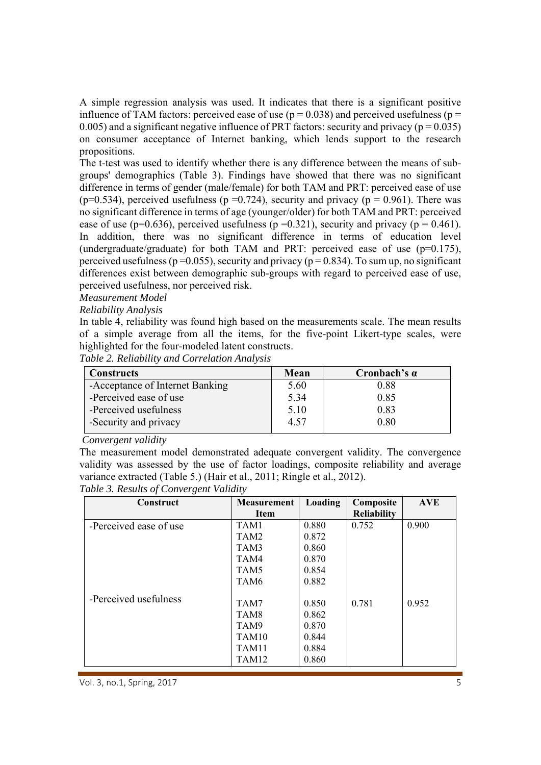A simple regression analysis was used. It indicates that there is a significant positive influence of TAM factors: perceived ease of use ($p = 0.038$) and perceived usefulness ($p = 0.005$) and a significant negative influence of PRT factors: security and privacy ($p = 0.035$) on consumer acceptance of Internet banking, which lends support to the research propositions.

The t-test was used to identify whether there is any difference between the means of sub-groups' demographics (Table 3). Findings have showed that there was no significant difference in terms of gender (male/female) for both TAM and PRT: perceived ease of use ($p=0.534$), perceived usefulness ($p =0.724$), security and privacy ($p = 0.961$). There was no significant difference in terms of age (younger/older) for both TAM and PRT: perceived ease of use ($p=0.636$), perceived usefulness ($p =0.321$), security and privacy ($p = 0.461$). In addition, there was no significant difference in terms of education level (undergraduate/graduate) for both TAM and PRT: perceived ease of use ($p=0.175$), perceived usefulness ($p =0.055$), security and privacy ($p = 0.834$). To sum up, no significant differences exist between demographic sub-groups with regard to perceived ease of use, perceived usefulness, nor perceived risk.

*Measurement Model*

*Reliability Analysis*

In table 4, reliability was found high based on the measurements scale. The mean results of a simple average from all the items, for the five-point Likert-type scales, were highlighted for the four-modeled latent constructs.

*Table 2. Reliability and Correlation Analysis*

| Constructs | Mean | Cronbach's α |
|---|---|---|
| -Acceptance of Internet Banking | 5.60 | 0.88 |
| -Perceived ease of use | 5.34 | 0.85 |
| -Perceived usefulness | 5.10 | 0.83 |
| -Security and privacy | 4.57 | 0.80 |

*Convergent validity*

The measurement model demonstrated adequate convergent validity. The convergence validity was assessed by the use of factor loadings, composite reliability and average variance extracted (Table 5.) (Hair et al., 2011; Ringle et al., 2012).

*Table 3. Results of Convergent Validity*

| Construct | Measurement Item | Loading | Composite Reliability | AVE |
|---|---|---|---|---|
| -Perceived ease of use | TAM1 | 0.880 | 0.752 | 0.900 |
| | TAM2 | 0.872 | | |
| | TAM3 | 0.860 | | |
| | TAM4 | 0.870 | | |
| | TAM5 | 0.854 | | |
| | TAM6 | 0.882 | | |
| -Perceived usefulness | TAM7 | 0.850 | 0.781 | 0.952 |
| | TAM8 | 0.862 | | |
| | TAM9 | 0.870 | | |
| | TAM10 | 0.844 | | |
| | TAM11 | 0.884 | | |
| | TAM12 | 0.860 | | |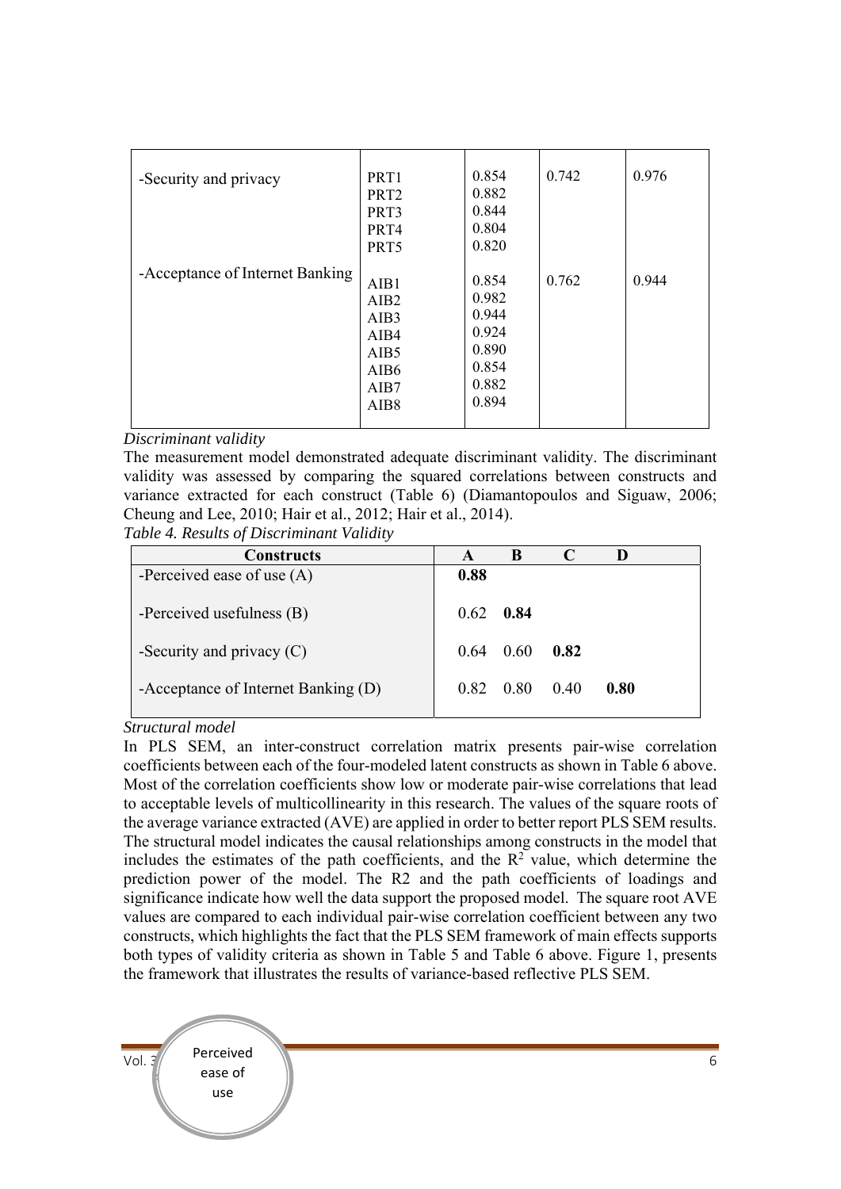| | | | | |
|---|---|---|---|---|
| -Security and privacy | PRT1<br>PRT2<br>PRT3<br>PRT4<br>PRT5 | 0.854<br>0.882<br>0.844<br>0.804<br>0.820 | 0.742 | 0.976 |
| -Acceptance of Internet Banking | AIB1<br>AIB2<br>AIB3<br>AIB4<br>AIB5<br>AIB6<br>AIB7<br>AIB8 | 0.854<br>0.982<br>0.944<br>0.924<br>0.890<br>0.854<br>0.882<br>0.894 | 0.762 | 0.944 |

*Discriminant validity*

The measurement model demonstrated adequate discriminant validity. The discriminant validity was assessed by comparing the squared correlations between constructs and variance extracted for each construct (Table 6) (Diamantopoulos and Siguaw, 2006; Cheung and Lee, 2010; Hair et al., 2012; Hair et al., 2014).

*Table 4. Results of Discriminant Validity*

| Constructs | A | B | C | D |
|---|---|---|---|---|
| -Perceived ease of use (A) | **0.88** | | | |
| -Perceived usefulness (B) | 0.62 | **0.84** | | |
| -Security and privacy (C) | 0.64 | 0.60 | **0.82** | |
| -Acceptance of Internet Banking (D) | 0.82 | 0.80 | 0.40 | **0.80** |

*Structural model*

In PLS SEM, an inter-construct correlation matrix presents pair-wise correlation coefficients between each of the four-modeled latent constructs as shown in Table 6 above. Most of the correlation coefficients show low or moderate pair-wise correlations that lead to acceptable levels of multicollinearity in this research. The values of the square roots of the average variance extracted (AVE) are applied in order to better report PLS SEM results. The structural model indicates the causal relationships among constructs in the model that includes the estimates of the path coefficients, and the $R^2$ value, which determine the prediction power of the model. The R2 and the path coefficients of loadings and significance indicate how well the data support the proposed model. The square root AVE values are compared to each individual pair-wise correlation coefficient between any two constructs, which highlights the fact that the PLS SEM framework of main effects supports both types of validity criteria as shown in Table 5 and Table 6 above. Figure 1, presents the framework that illustrates the results of variance-based reflective PLS SEM.

Perceived ease of use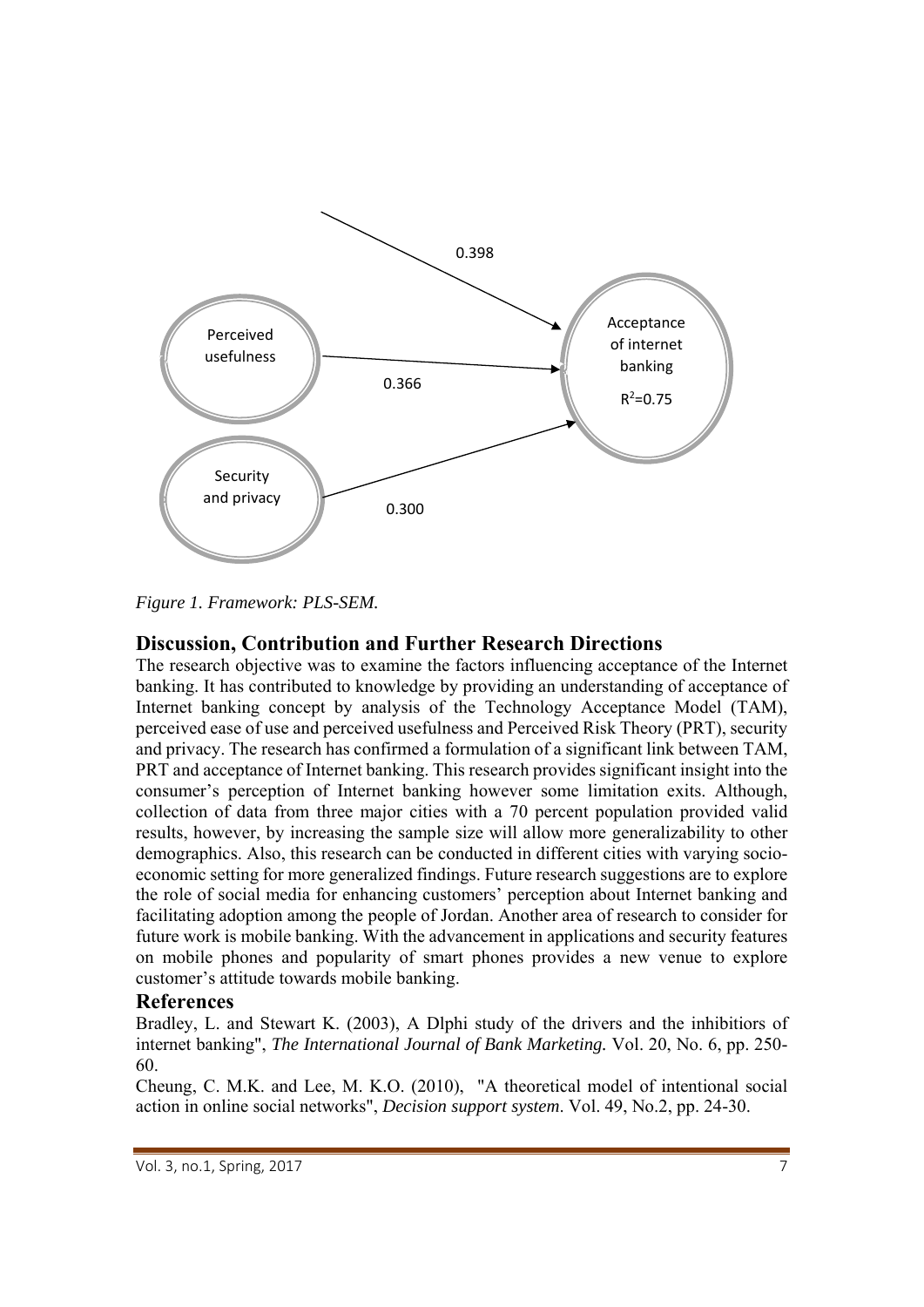0.398

Perceived usefulness

0.366

Security and privacy

0.300

Acceptance of internet banking

$R^2$=0.75

*Figure 1. Framework: PLS-SEM.*

## Discussion, Contribution and Further Research Directions

The research objective was to examine the factors influencing acceptance of the Internet banking. It has contributed to knowledge by providing an understanding of acceptance of Internet banking concept by analysis of the Technology Acceptance Model (TAM), perceived ease of use and perceived usefulness and Perceived Risk Theory (PRT), security and privacy. The research has confirmed a formulation of a significant link between TAM, PRT and acceptance of Internet banking. This research provides significant insight into the consumer's perception of Internet banking however some limitation exits. Although, collection of data from three major cities with a 70 percent population provided valid results, however, by increasing the sample size will allow more generalizability to other demographics. Also, this research can be conducted in different cities with varying socio-economic setting for more generalized findings. Future research suggestions are to explore the role of social media for enhancing customers' perception about Internet banking and facilitating adoption among the people of Jordan. Another area of research to consider for future work is mobile banking. With the advancement in applications and security features on mobile phones and popularity of smart phones provides a new venue to explore customer's attitude towards mobile banking.

## References

Bradley, L. and Stewart K. (2003), A Dlphi study of the drivers and the inhibitiors of internet banking", *The International Journal of Bank Marketing.* Vol. 20, No. 6, pp. 250-60.

Cheung, C. M.K. and Lee, M. K.O. (2010), "A theoretical model of intentional social action in online social networks", *Decision support system*. Vol. 49, No.2, pp. 24-30.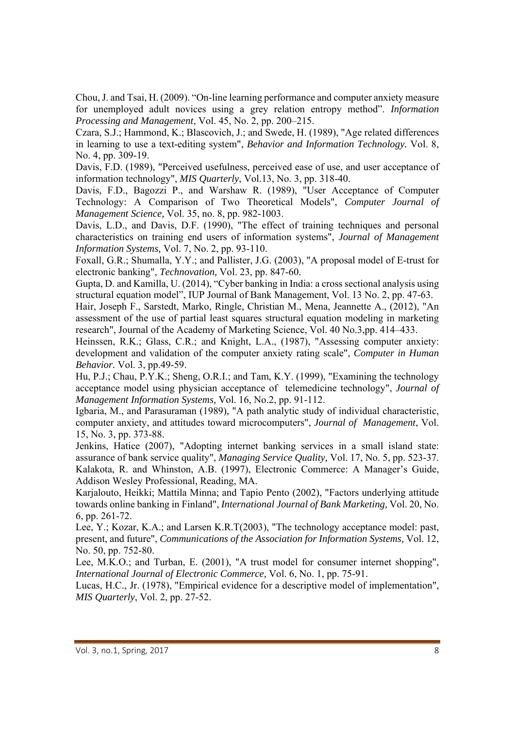Chou, J. and Tsai, H. (2009). "On-line learning performance and computer anxiety measure for unemployed adult novices using a grey relation entropy method". *Information Processing and Management*, Vol. 45, No. 2, pp. 200–215.

Czara, S.J.; Hammond, K.; Blascovich, J.; and Swede, H. (1989), "Age related differences in learning to use a text-editing system", *Behavior and Information Technology.* Vol. 8, No. 4, pp. 309-19.

Davis, F.D. (1989), "Perceived usefulness, perceived ease of use, and user acceptance of information technology", *MIS Quarterly*, Vol.13, No. 3, pp. 318-40.

Davis, F.D., Bagozzi P., and Warshaw R. (1989), "User Acceptance of Computer Technology: A Comparison of Two Theoretical Models", *Computer Journal of Management Science,* Vol. 35, no. 8, pp. 982-1003.

Davis, L.D., and Davis, D.F. (1990), "The effect of training techniques and personal characteristics on training end users of information systems", *Journal of Management Information Systems,* Vol. 7, No. 2, pp. 93-110.

Foxall, G.R.; Shumalla, Y.Y.; and Pallister, J.G. (2003), "A proposal model of E-trust for electronic banking", *Technovation,* Vol. 23, pp. 847-60.

Gupta, D. and Kamilla, U. (2014), "Cyber banking in India: a cross sectional analysis using structural equation model", IUP Journal of Bank Management, Vol. 13 No. 2, pp. 47-63.

Hair, Joseph F., Sarstedt, Marko, Ringle, Christian M., Mena, Jeannette A., (2012), "An assessment of the use of partial least squares structural equation modeling in marketing research", Journal of the Academy of Marketing Science, Vol. 40 No.3,pp. 414–433.

Heinssen, R.K.; Glass, C.R.; and Knight, L.A., (1987), "Assessing computer anxiety: development and validation of the computer anxiety rating scale", *Computer in Human Behavior.* Vol. 3, pp.49-59.

Hu, P.J.; Chau, P.Y.K.; Sheng, O.R.I.; and Tam, K.Y. (1999), "Examining the technology acceptance model using physician acceptance of telemedicine technology", *Journal of Management Information Systems,* Vol. 16, No.2, pp. 91-112.

Igbaria, M., and Parasuraman (1989), "A path analytic study of individual characteristic, computer anxiety, and attitudes toward microcomputers", *Journal of Management*, Vol. 15, No. 3, pp. 373-88.

Jenkins, Hatice (2007), "Adopting internet banking services in a small island state: assurance of bank service quality", *Managing Service Quality,* Vol. 17, No. 5, pp. 523-37.

Kalakota, R. and Whinston, A.B. (1997), Electronic Commerce: A Manager's Guide, Addison Wesley Professional, Reading, MA.

Karjalouto, Heikki; Mattila Minna; and Tapio Pento (2002), "Factors underlying attitude towards online banking in Finland", *International Journal of Bank Marketing,* Vol. 20, No. 6, pp. 261-72.

Lee, Y.; Kozar, K.A.; and Larsen K.R.T(2003), "The technology acceptance model: past, present, and future", *Communications of the Association for Information Systems,* Vol. 12, No. 50, pp. 752-80.

Lee, M.K.O.; and Turban, E. (2001), "A trust model for consumer internet shopping", *International Journal of Electronic Commerce,* Vol. 6, No. 1, pp. 75-91.

Lucas, H.C., Jr. (1978), "Empirical evidence for a descriptive model of implementation", *MIS Quarterly*, Vol. 2, pp. 27-52.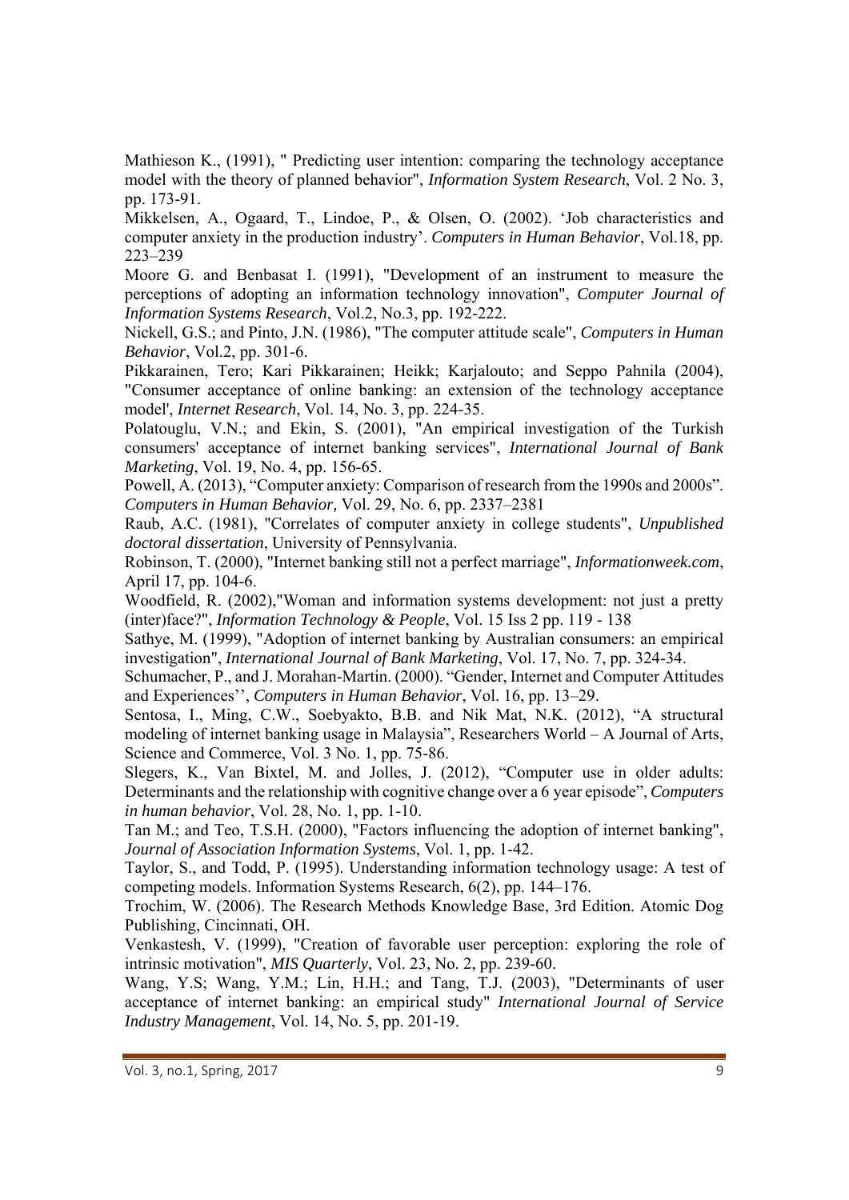Mathieson K., (1991), " Predicting user intention: comparing the technology acceptance model with the theory of planned behavior", *Information System Research*, Vol. 2 No. 3, pp. 173-91.

Mikkelsen, A., Ogaard, T., Lindoe, P., & Olsen, O. (2002). 'Job characteristics and computer anxiety in the production industry'. *Computers in Human Behavior*, Vol.18, pp. 223–239

Moore G. and Benbasat I. (1991), "Development of an instrument to measure the perceptions of adopting an information technology innovation", *Computer Journal of Information Systems Research*, Vol.2, No.3, pp. 192-222.

Nickell, G.S.; and Pinto, J.N. (1986), "The computer attitude scale", *Computers in Human Behavior*, Vol.2, pp. 301-6.

Pikkarainen, Tero; Kari Pikkarainen; Heikk; Karjalouto; and Seppo Pahnila (2004), "Consumer acceptance of online banking: an extension of the technology acceptance model', *Internet Research*, Vol. 14, No. 3, pp. 224-35.

Polatouglu, V.N.; and Ekin, S. (2001), "An empirical investigation of the Turkish consumers' acceptance of internet banking services", *International Journal of Bank Marketing*, Vol. 19, No. 4, pp. 156-65.

Powell, A. (2013), "Computer anxiety: Comparison of research from the 1990s and 2000s". *Computers in Human Behavior,* Vol. 29, No. 6, pp. 2337–2381

Raub, A.C. (1981), "Correlates of computer anxiety in college students", *Unpublished doctoral dissertation*, University of Pennsylvania.

Robinson, T. (2000), "Internet banking still not a perfect marriage", *Informationweek.com*, April 17, pp. 104-6.

Woodfield, R. (2002),"Woman and information systems development: not just a pretty (inter)face?", *Information Technology & People*, Vol. 15 Iss 2 pp. 119 - 138

Sathye, M. (1999), "Adoption of internet banking by Australian consumers: an empirical investigation", *International Journal of Bank Marketing*, Vol. 17, No. 7, pp. 324-34.

Schumacher, P., and J. Morahan-Martin. (2000). "Gender, Internet and Computer Attitudes and Experiences'', *Computers in Human Behavior*, Vol. 16, pp. 13–29.

Sentosa, I., Ming, C.W., Soebyakto, B.B. and Nik Mat, N.K. (2012), "A structural modeling of internet banking usage in Malaysia", Researchers World – A Journal of Arts, Science and Commerce, Vol. 3 No. 1, pp. 75-86.

Slegers, K., Van Bixtel, M. and Jolles, J. (2012), "Computer use in older adults: Determinants and the relationship with cognitive change over a 6 year episode", *Computers in human behavior*, Vol. 28, No. 1, pp. 1-10.

Tan M.; and Teo, T.S.H. (2000), "Factors influencing the adoption of internet banking", *Journal of Association Information Systems*, Vol. 1, pp. 1-42.

Taylor, S., and Todd, P. (1995). Understanding information technology usage: A test of competing models. Information Systems Research, 6(2), pp. 144–176.

Trochim, W. (2006). The Research Methods Knowledge Base, 3rd Edition. Atomic Dog Publishing, Cincinnati, OH.

Venkastesh, V. (1999), "Creation of favorable user perception: exploring the role of intrinsic motivation", *MIS Quarterly*, Vol. 23, No. 2, pp. 239-60.

Wang, Y.S; Wang, Y.M.; Lin, H.H.; and Tang, T.J. (2003), "Determinants of user acceptance of internet banking: an empirical study" *International Journal of Service Industry Management*, Vol. 14, No. 5, pp. 201-19.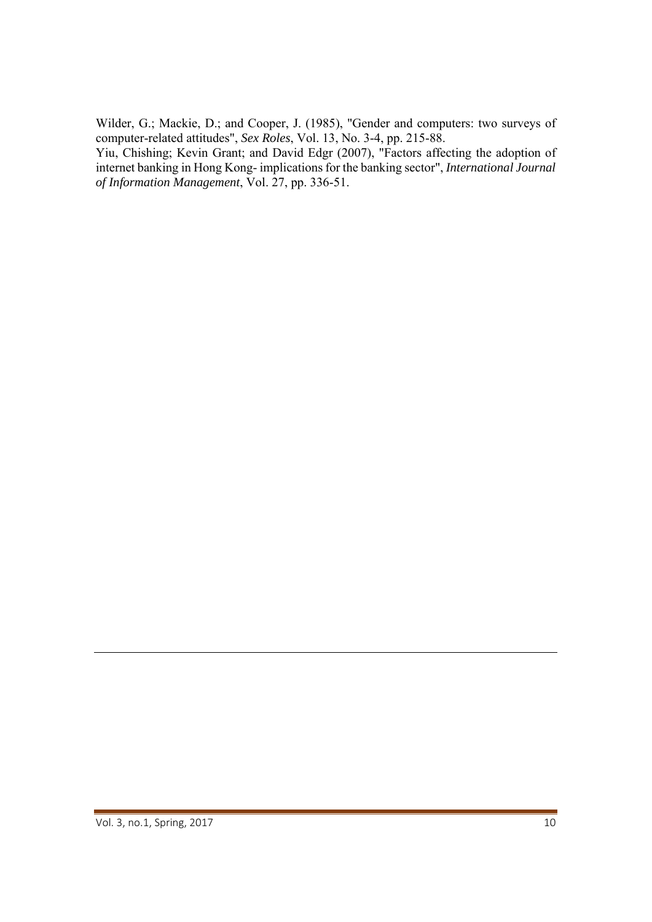Wilder, G.; Mackie, D.; and Cooper, J. (1985), "Gender and computers: two surveys of computer-related attitudes", *Sex Roles*, Vol. 13, No. 3-4, pp. 215-88.

Yiu, Chishing; Kevin Grant; and David Edgr (2007), "Factors affecting the adoption of internet banking in Hong Kong- implications for the banking sector", *International Journal of Information Management*, Vol. 27, pp. 336-51.